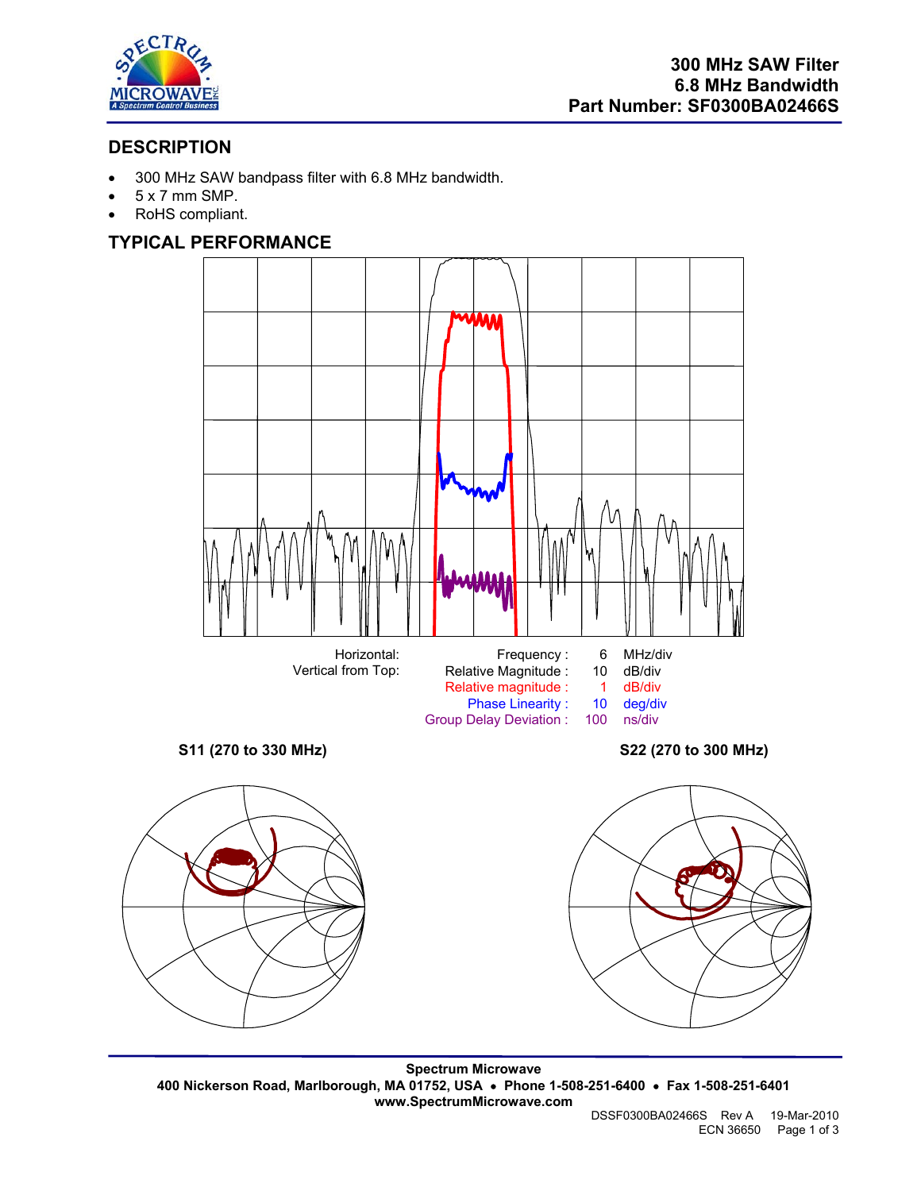# 300 MHz SAW Filter
# 6.8 MHz Bandwidth
# Part Number: SF0300BA02466S

## DESCRIPTION

- 300 MHz SAW bandpass filter with 6.8 MHz bandwidth.
- 5 x 7 mm SMP.
- RoHS compliant.

## TYPICAL PERFORMANCE

| | | | |
|---|---|---|---|
| Horizontal: | Frequency : | 6 | MHz/div |
| Vertical from Top: | Relative Magnitude : | 10 | dB/div |
| | Relative magnitude : | 1 | dB/div |
| | Phase Linearity : | 10 | deg/div |
| | Group Delay Deviation : | 100 | ns/div |

**S11 (270 to 330 MHz)**

**S22 (270 to 300 MHz)**

---

**Spectrum Microwave**
**400 Nickerson Road, Marlborough, MA 01752, USA • Phone 1-508-251-6400 • Fax 1-508-251-6401**
**www.SpectrumMicrowave.com**

DSSF0300BA02466S Rev A 19-Mar-2010
ECN 36650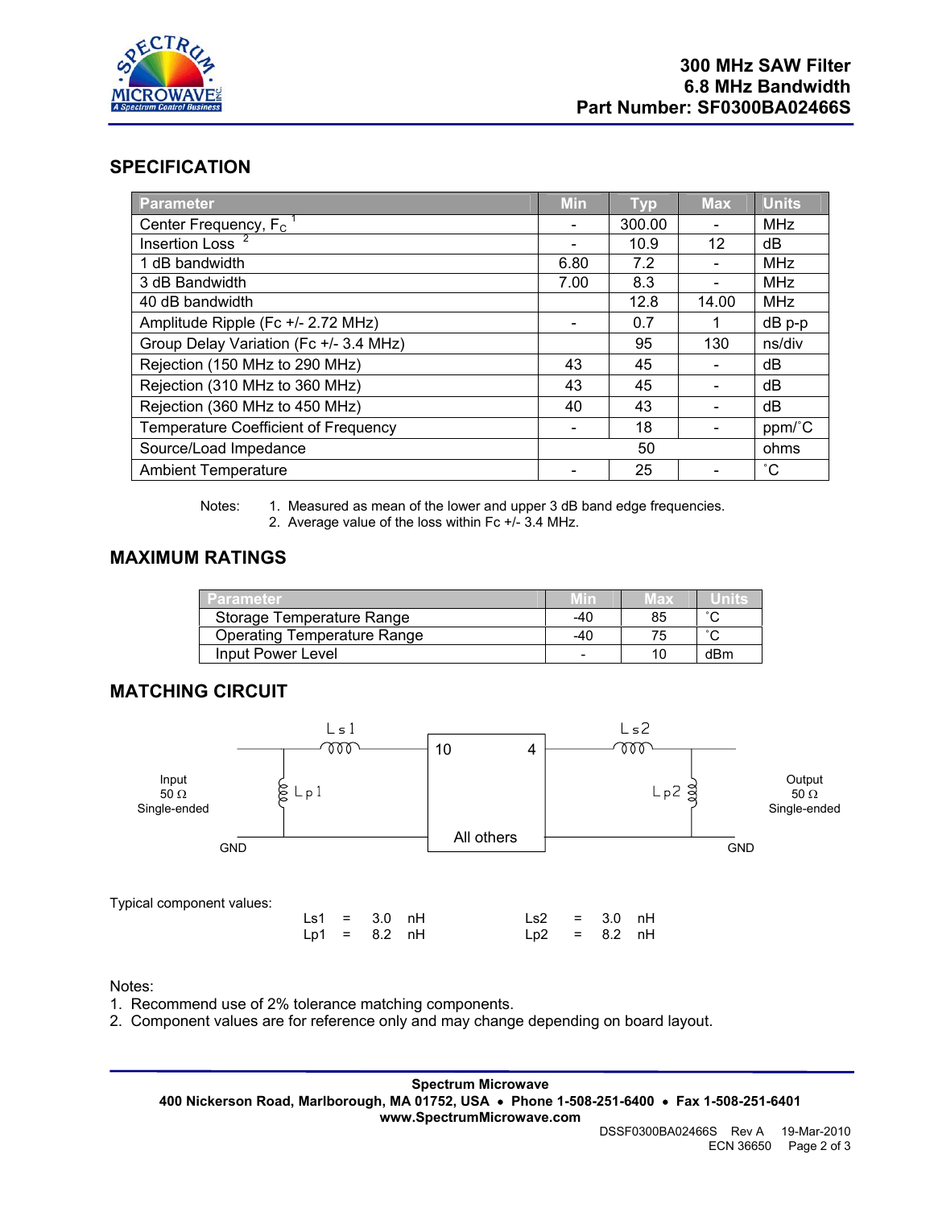# 300 MHz SAW Filter
# 6.8 MHz Bandwidth
# Part Number: SF0300BA02466S

## SPECIFICATION

| Parameter | Min | Typ | Max | Units |
|---|---|---|---|---|
| Center Frequency, $F_C$ [1] | - | 300.00 | - | MHz |
| Insertion Loss [2] | - | 10.9 | 12 | dB |
| 1 dB bandwidth | 6.80 | 7.2 | - | MHz |
| 3 dB Bandwidth | 7.00 | 8.3 | - | MHz |
| 40 dB bandwidth | | 12.8 | 14.00 | MHz |
| Amplitude Ripple (Fc +/- 2.72 MHz) | - | 0.7 | 1 | dB p-p |
| Group Delay Variation (Fc +/- 3.4 MHz) | | 95 | 130 | ns/div |
| Rejection (150 MHz to 290 MHz) | 43 | 45 | - | dB |
| Rejection (310 MHz to 360 MHz) | 43 | 45 | - | dB |
| Rejection (360 MHz to 450 MHz) | 40 | 43 | - | dB |
| Temperature Coefficient of Frequency | - | 18 | - | ppm/˚C |
| Source/Load Impedance | | 50 | | ohms |
| Ambient Temperature | - | 25 | - | ˚C |

Notes:
1. Measured as mean of the lower and upper 3 dB band edge frequencies.
2. Average value of the loss within Fc +/- 3.4 MHz.

## MAXIMUM RATINGS

| Parameter | Min | Max | Units |
|---|---|---|---|
| Storage Temperature Range | -40 | 85 | ˚C |
| Operating Temperature Range | -40 | 75 | ˚C |
| Input Power Level | - | 10 | dBm |

## MATCHING CIRCUIT

Input 50 Ω Single-ended — Ls1 (series), Lp1 (shunt to GND) — pin 10 | SAW filter (All others: GND) | pin 4 — Ls2 (series), Lp2 (shunt to GND) — Output 50 Ω Single-ended

Typical component values:

| | | | |
|---|---|---|---|
| Ls1 = 3.0 nH | | Ls2 = 3.0 nH | |
| Lp1 = 8.2 nH | | Lp2 = 8.2 nH | |

Notes:
1. Recommend use of 2% tolerance matching components.
2. Component values are for reference only and may change depending on board layout.

**Spectrum Microwave**
**400 Nickerson Road, Marlborough, MA 01752, USA • Phone 1-508-251-6400 • Fax 1-508-251-6401**
**www.SpectrumMicrowave.com**

DSSF0300BA02466S Rev A 19-Mar-2010
ECN 36650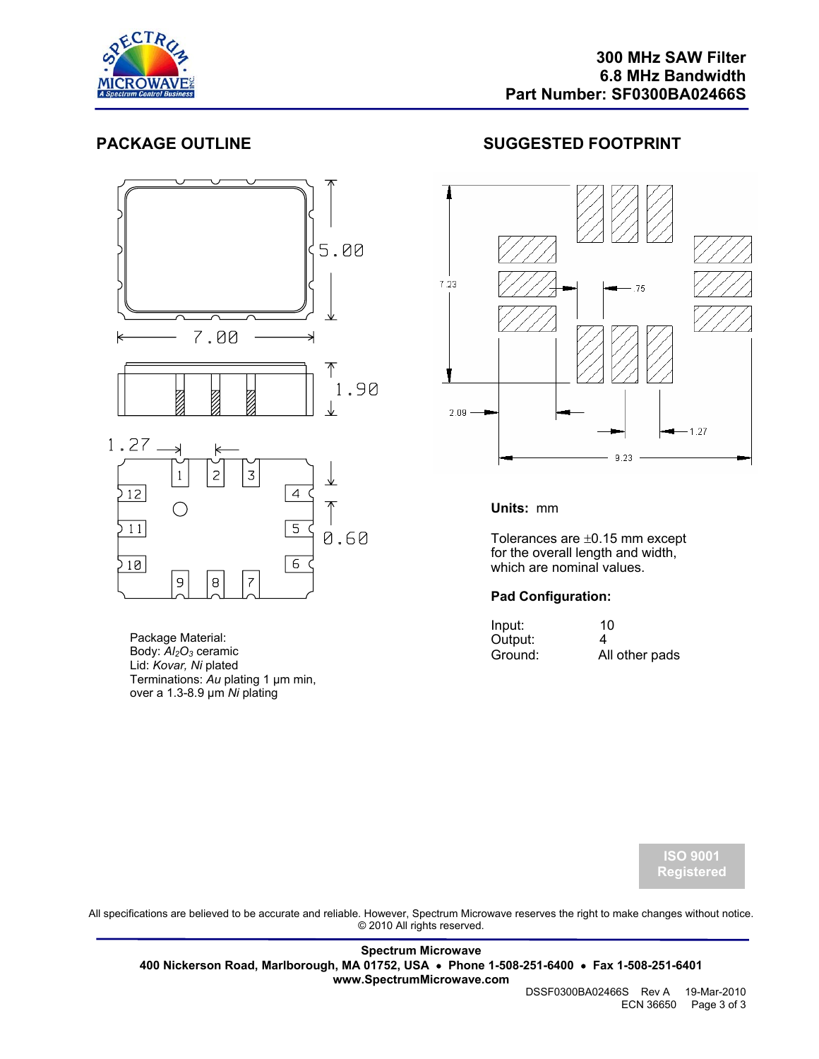# 300 MHz SAW Filter
# 6.8 MHz Bandwidth
# Part Number: SF0300BA02466S

## PACKAGE OUTLINE

5.00

7.00

1.90

1.27

0.60

1 2 3

12 4

11 5

10 6

9 8 7

Package Material:
Body: $Al_2O_3$ ceramic
Lid: *Kovar, Ni* plated
Terminations: *Au* plating 1 µm min, over a 1.3-8.9 µm *Ni* plating

## SUGGESTED FOOTPRINT

7.23

.75

2.09

1.27

9.23

**Units:** mm

Tolerances are ±0.15 mm except for the overall length and width, which are nominal values.

**Pad Configuration:**

| | |
|---|---|
| Input: | 10 |
| Output: | 4 |
| Ground: | All other pads |

ISO 9001 Registered

All specifications are believed to be accurate and reliable. However, Spectrum Microwave reserves the right to make changes without notice.
© 2010 All rights reserved.

**Spectrum Microwave**
**400 Nickerson Road, Marlborough, MA 01752, USA • Phone 1-508-251-6400 • Fax 1-508-251-6401**
**www.SpectrumMicrowave.com**

DSSF0300BA02466S Rev A 19-Mar-2010
ECN 36650